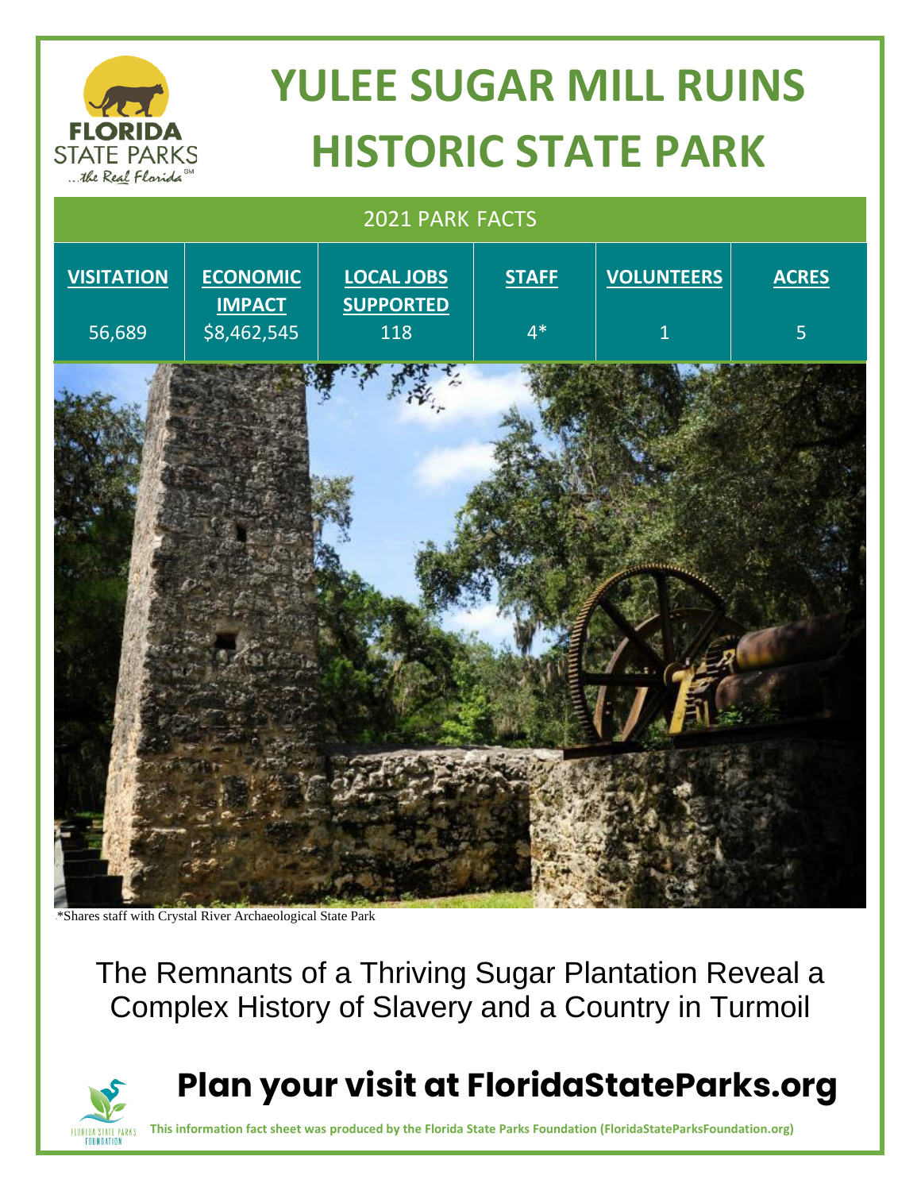# YULEE SUGAR MILL RUINS HISTORIC STATE PARK

## 2021 PARK FACTS

| VISITATION | ECONOMIC IMPACT | LOCAL JOBS SUPPORTED | STAFF | VOLUNTEERS | ACRES |
|---|---|---|---|---|---|
| 56,689 | $8,462,545 | 118 | 4* | 1 | 5 |

*Shares staff with Crystal River Archaeological State Park

The Remnants of a Thriving Sugar Plantation Reveal a Complex History of Slavery and a Country in Turmoil

## Plan your visit at FloridaStateParks.org

**This information fact sheet was produced by the Florida State Parks Foundation (FloridaStateParksFoundation.org)**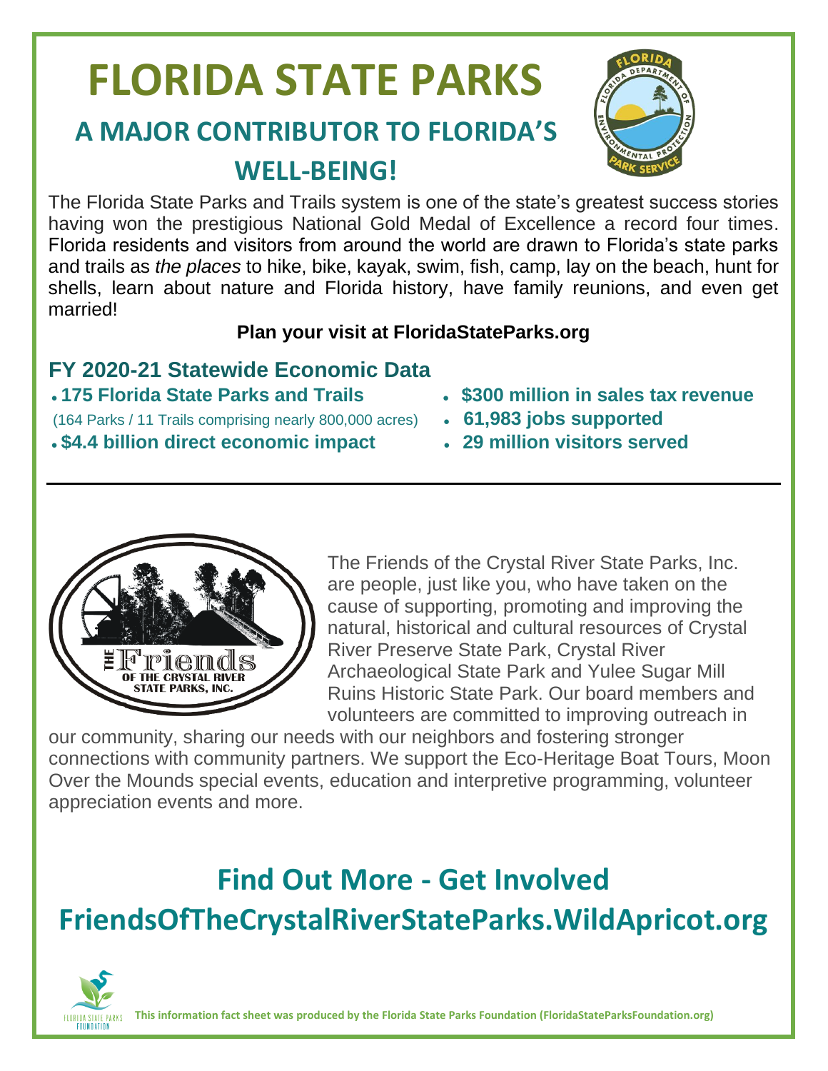# FLORIDA STATE PARKS

## A MAJOR CONTRIBUTOR TO FLORIDA'S WELL-BEING!

The Florida State Parks and Trails system is one of the state's greatest success stories having won the prestigious National Gold Medal of Excellence a record four times. Florida residents and visitors from around the world are drawn to Florida's state parks and trails as *the places* to hike, bike, kayak, swim, fish, camp, lay on the beach, hunt for shells, learn about nature and Florida history, have family reunions, and even get married!

**Plan your visit at FloridaStateParks.org**

### FY 2020-21 Statewide Economic Data

- **175 Florida State Parks and Trails**
  (164 Parks / 11 Trails comprising nearly 800,000 acres)
- **$4.4 billion direct economic impact**
- **$300 million in sales tax revenue**
- **61,983 jobs supported**
- **29 million visitors served**

---

The Friends of the Crystal River State Parks, Inc. are people, just like you, who have taken on the cause of supporting, promoting and improving the natural, historical and cultural resources of Crystal River Preserve State Park, Crystal River Archaeological State Park and Yulee Sugar Mill Ruins Historic State Park. Our board members and volunteers are committed to improving outreach in our community, sharing our needs with our neighbors and fostering stronger connections with community partners. We support the Eco-Heritage Boat Tours, Moon Over the Mounds special events, education and interpretive programming, volunteer appreciation events and more.

## Find Out More - Get Involved

## FriendsOfTheCrystalRiverStateParks.WildApricot.org

**This information fact sheet was produced by the Florida State Parks Foundation (FloridaStateParksFoundation.org)**